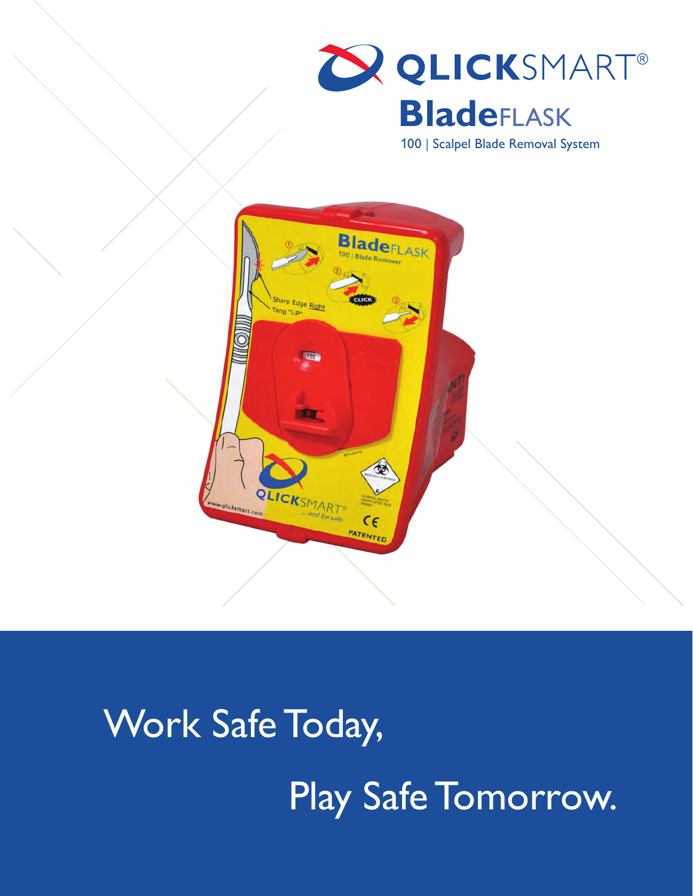# QLICKSMART®

## BladeFLASK

100 | Scalpel Blade Removal System

Work Safe Today,

Play Safe Tomorrow.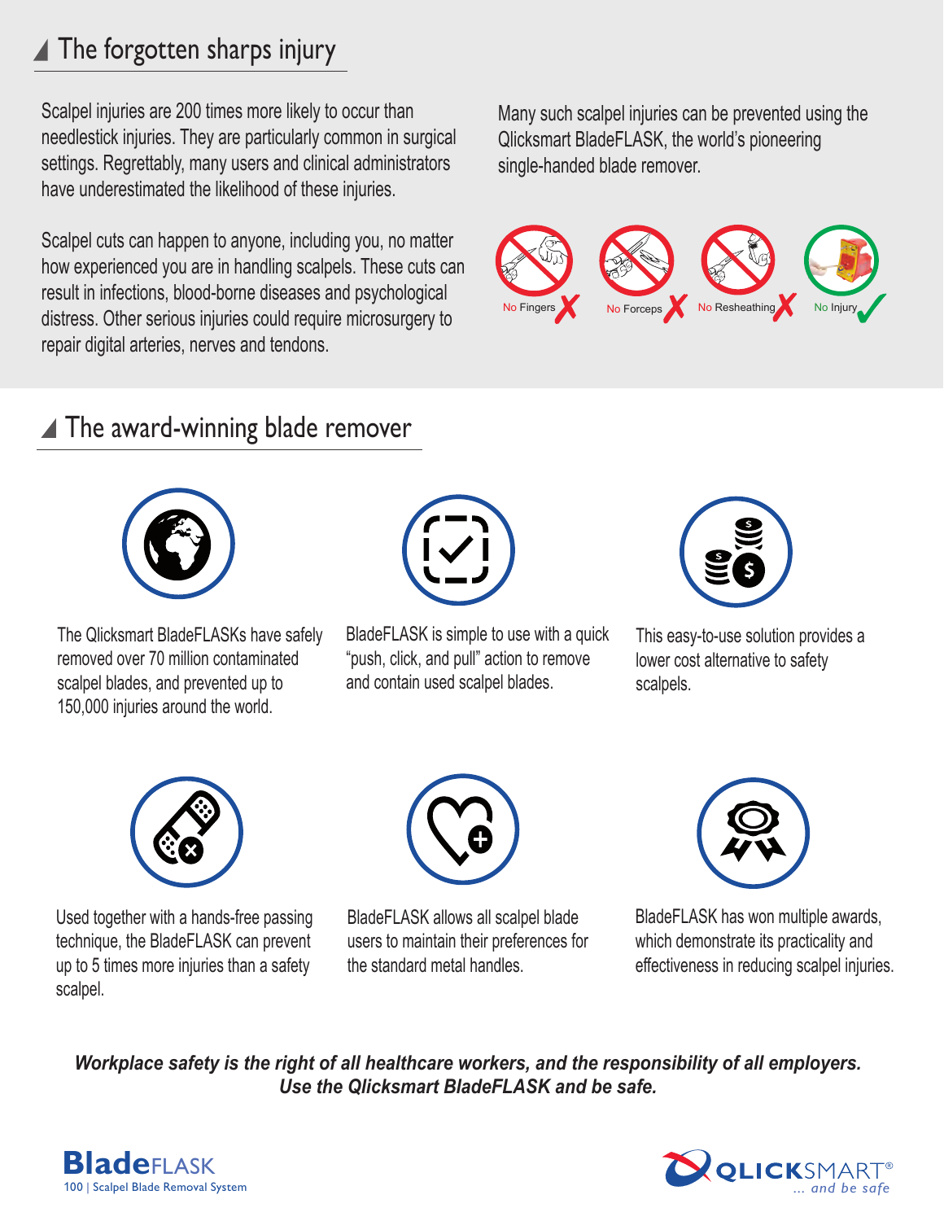## The forgotten sharps injury

Scalpel injuries are 200 times more likely to occur than needlestick injuries. They are particularly common in surgical settings. Regrettably, many users and clinical administrators have underestimated the likelihood of these injuries.

Scalpel cuts can happen to anyone, including you, no matter how experienced you are in handling scalpels. These cuts can result in infections, blood-borne diseases and psychological distress. Other serious injuries could require microsurgery to repair digital arteries, nerves and tendons.

Many such scalpel injuries can be prevented using the Qlicksmart BladeFLASK, the world's pioneering single-handed blade remover.

No Fingers ✗ No Forceps ✗ No Resheathing ✗ No Injury ✓

## The award-winning blade remover

The Qlicksmart BladeFLASKs have safely removed over 70 million contaminated scalpel blades, and prevented up to 150,000 injuries around the world.

BladeFLASK is simple to use with a quick "push, click, and pull" action to remove and contain used scalpel blades.

This easy-to-use solution provides a lower cost alternative to safety scalpels.

Used together with a hands-free passing technique, the BladeFLASK can prevent up to 5 times more injuries than a safety scalpel.

BladeFLASK allows all scalpel blade users to maintain their preferences for the standard metal handles.

BladeFLASK has won multiple awards, which demonstrate its practicality and effectiveness in reducing scalpel injuries.

***Workplace safety is the right of all healthcare workers, and the responsibility of all employers. Use the Qlicksmart BladeFLASK and be safe.***

**Blade**FLASK
100 | Scalpel Blade Removal System

QLICKSMART®
... and be safe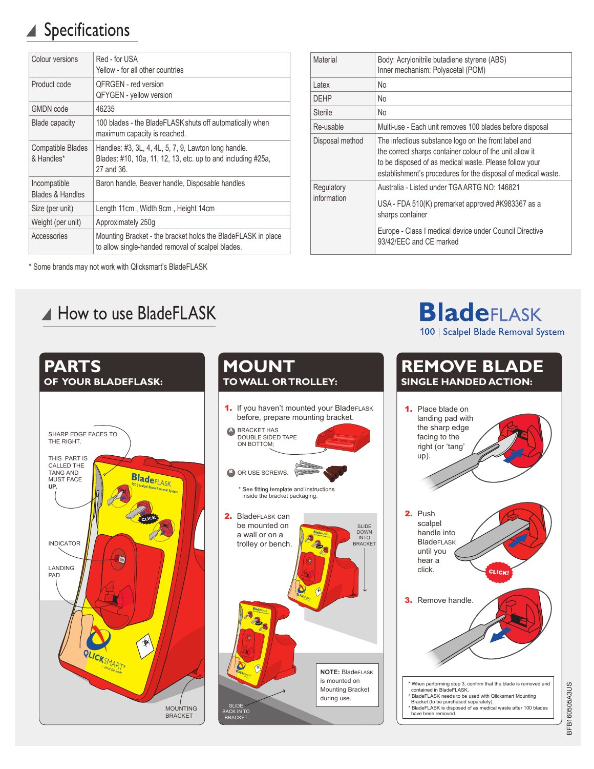## Specifications

| | |
|---|---|
| Colour versions | Red - for USA<br>Yellow - for all other countries |
| Product code | QFRGEN - red version<br>QFYGEN - yellow version |
| GMDN code | 46235 |
| Blade capacity | 100 blades - the BladeFLASK shuts off automatically when maximum capacity is reached. |
| Compatible Blades & Handles* | Handles: #3, 3L, 4, 4L, 5, 7, 9, Lawton long handle.<br>Blades: #10, 10a, 11, 12, 13, etc. up to and including #25a, 27 and 36. |
| Incompatible Blades & Handles | Baron handle, Beaver handle, Disposable handles |
| Size (per unit) | Length 11cm , Width 9cm , Height 14cm |
| Weight (per unit) | Approximately 250g |
| Accessories | Mounting Bracket - the bracket holds the BladeFLASK in place to allow single-handed removal of scalpel blades. |

| | |
|---|---|
| Material | Body: Acrylonitrile butadiene styrene (ABS)<br>Inner mechanism: Polyacetal (POM) |
| Latex | No |
| DEHP | No |
| Sterile | No |
| Re-usable | Multi-use - Each unit removes 100 blades before disposal |
| Disposal method | The infectious substance logo on the front label and the correct sharps container colour of the unit allow it to be disposed of as medical waste. Please follow your establishment's procedures for the disposal of medical waste. |
| Regulatory information | Australia - Listed under TGA ARTG NO: 146821<br>USA - FDA 510(K) premarket approved #K983367 as a sharps container<br>Europe - Class I medical device under Council Directive 93/42/EEC and CE marked |

* Some brands may not work with Qlicksmart's BladeFLASK

## How to use BladeFLASK

**BladeFLASK**
100 | Scalpel Blade Removal System

### PARTS
**OF YOUR BLADEFLASK:**

- SHARP EDGE FACES TO THE RIGHT.
- THIS PART IS CALLED THE TANG AND MUST FACE **UP.**
- INDICATOR
- LANDING PAD
- MOUNTING BRACKET

### MOUNT
**TO WALL OR TROLLEY:**

1. If you haven't mounted your BladeFLASK before, prepare mounting bracket.
   - A: BRACKET HAS DOUBLE SIDED TAPE ON BOTTOM;
   - B: OR USE SCREWS.

   * See fitting template and instructions inside the bracket packaging.

2. BladeFLASK can be mounted on a wall or on a trolley or bench.
   - SLIDE DOWN INTO BRACKET
   - SLIDE BACK IN TO BRACKET

**NOTE:** BladeFLASK is mounted on Mounting Bracket during use.

### REMOVE BLADE
**SINGLE HANDED ACTION:**

1. Place blade on landing pad with the sharp edge facing to the right (or 'tang' up).
2. Push scalpel handle into BladeFLASK until you hear a click.
3. Remove handle.

* When performing step 3, confirm that the blade is removed and contained in BladeFLASK.
* BladeFLASK needs to be used with Qlicksmart Mounting Bracket (to be purchased separately).
* BladeFLASK is disposed of as medical waste after 100 blades have been removed.

BFB160505A3US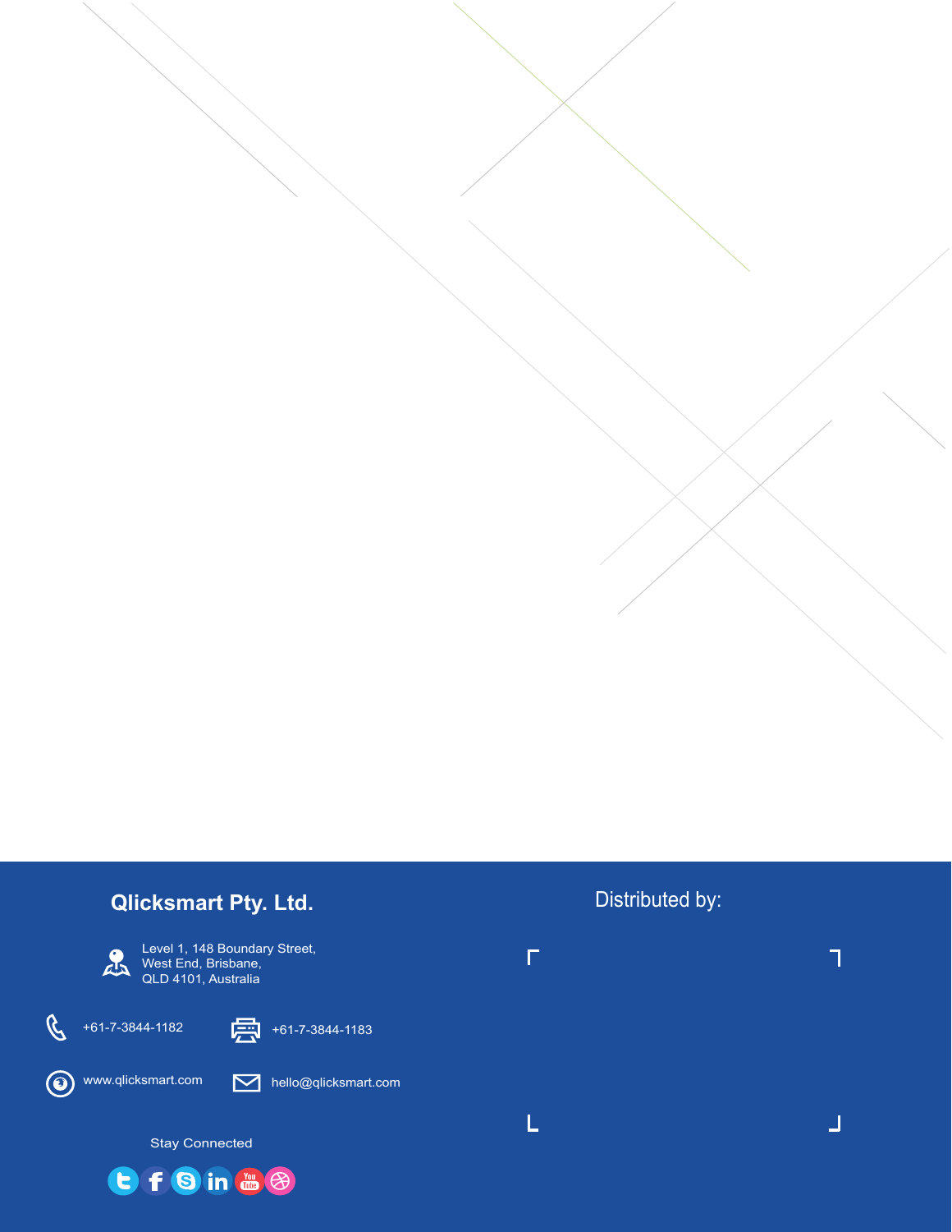**Qlicksmart Pty. Ltd.**

Level 1, 148 Boundary Street,
West End, Brisbane,
QLD 4101, Australia

+61-7-3844-1182

+61-7-3844-1183

www.qlicksmart.com

hello@qlicksmart.com

Stay Connected

Distributed by: